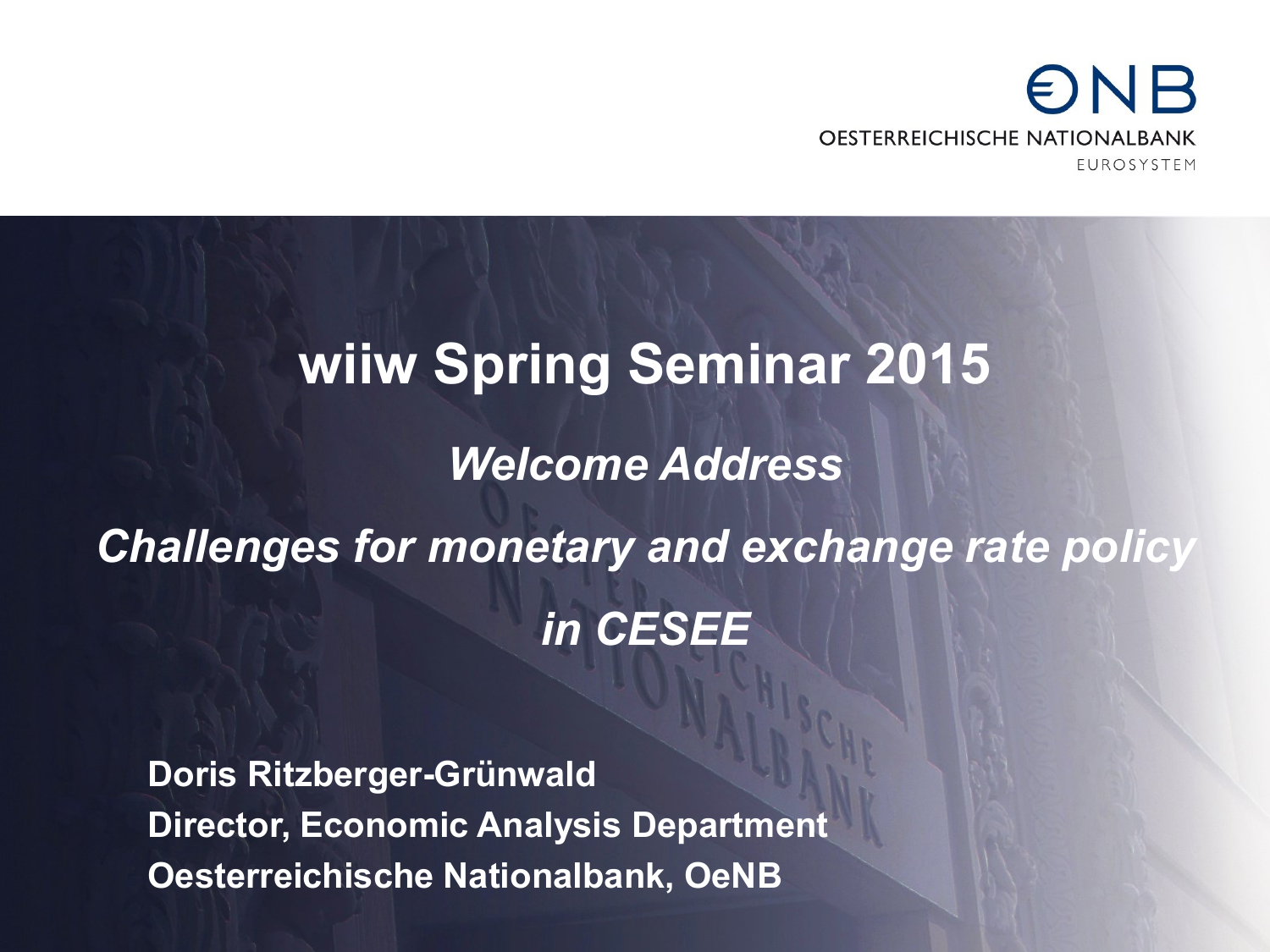OeNB
OESTERREICHISCHE NATIONALBANK
EUROSYSTEM

# wiiw Spring Seminar 2015

## *Welcome Address*

## *Challenges for monetary and exchange rate policy in CESEE*

**Doris Ritzberger-Grünwald**
**Director, Economic Analysis Department**
**Oesterreichische Nationalbank, OeNB**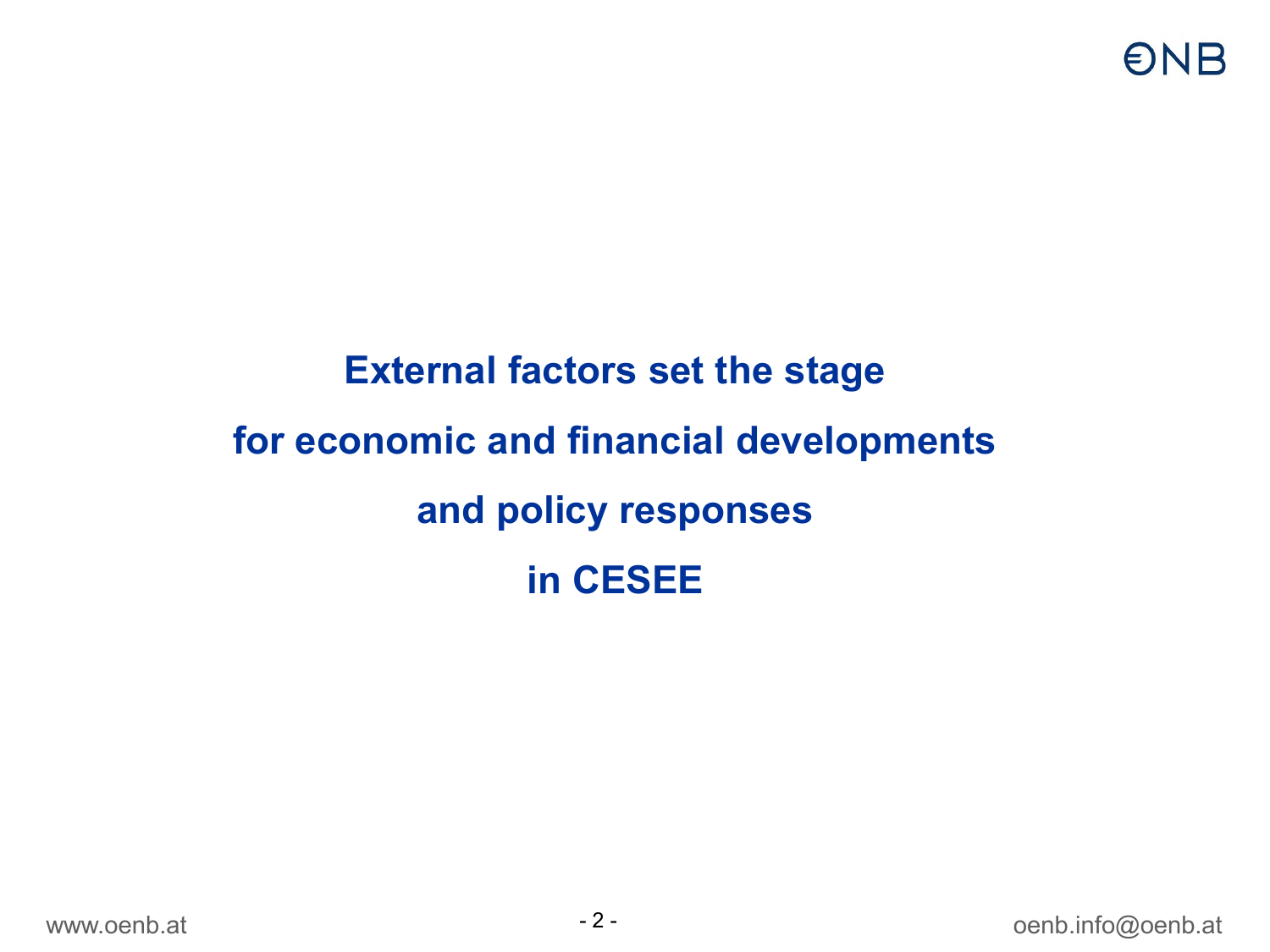# External factors set the stage for economic and financial developments and policy responses in CESEE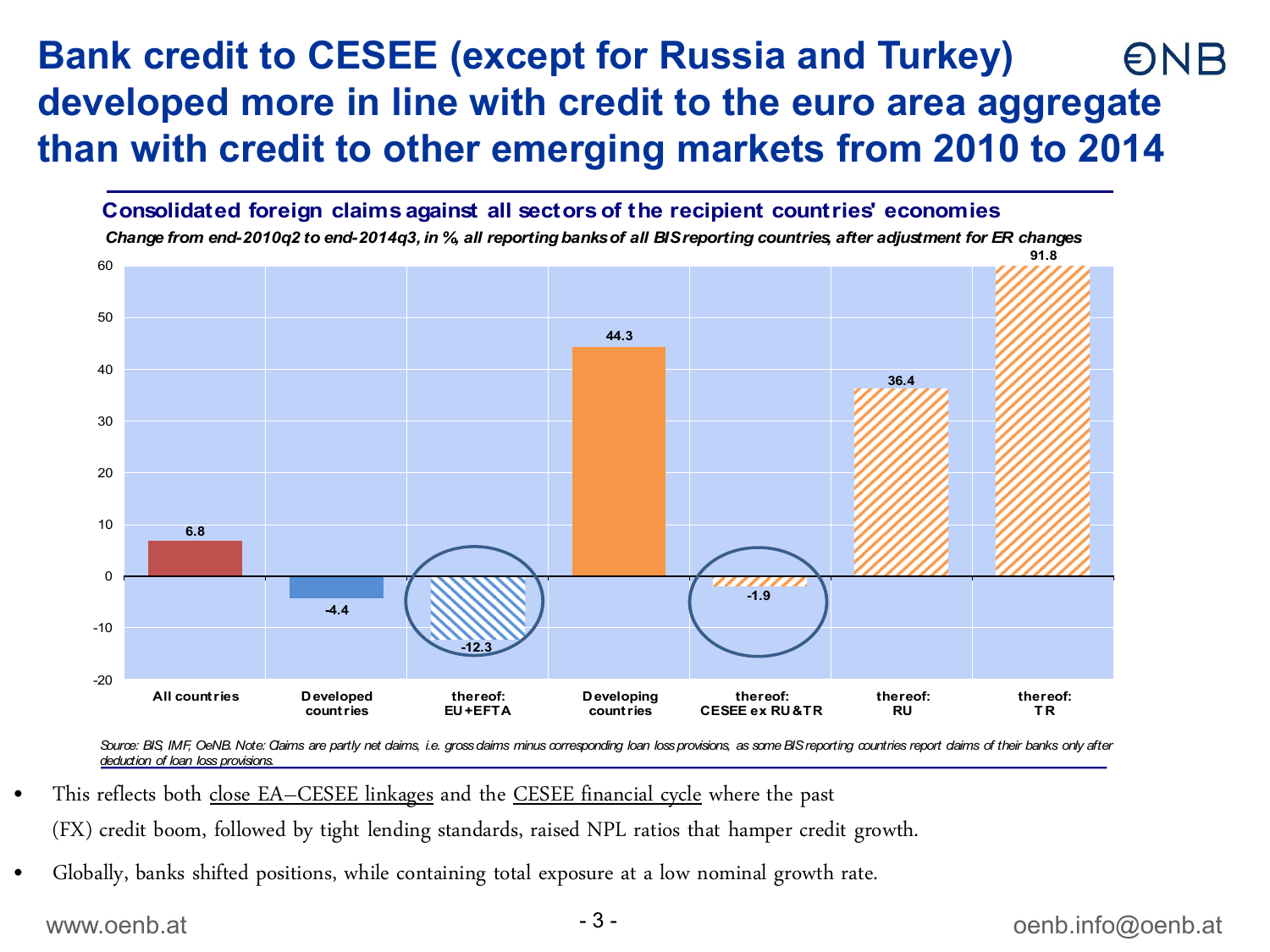# Bank credit to CESEE (except for Russia and Turkey) developed more in line with credit to the euro area aggregate than with credit to other emerging markets from 2010 to 2014

**Consolidated foreign claims against all sectors of the recipient countries' economies**

*Change from end-2010q2 to end-2014q3, in %, all reporting banks of all BIS reporting countries, after adjustment for ER changes*

| Category | Change (%) |
|---|---|
| All countries | 6.8 |
| Developed countries | -4.4 |
| thereof: EU+EFTA | -12.3 |
| Developing countries | 44.3 |
| thereof: CESEE ex RU&TR | -1.9 |
| thereof: RU | 36.4 |
| thereof: TR | 91.8 |

Source: BIS, IMF, OeNB. Note: Claims are partly net claims, i.e. gross claims minus corresponding loan loss provisions, as some BIS reporting countries report claims of their banks only after deduction of loan loss provisions.

- This reflects both close EA–CESEE linkages and the CESEE financial cycle where the past (FX) credit boom, followed by tight lending standards, raised NPL ratios that hamper credit growth.
- Globally, banks shifted positions, while containing total exposure at a low nominal growth rate.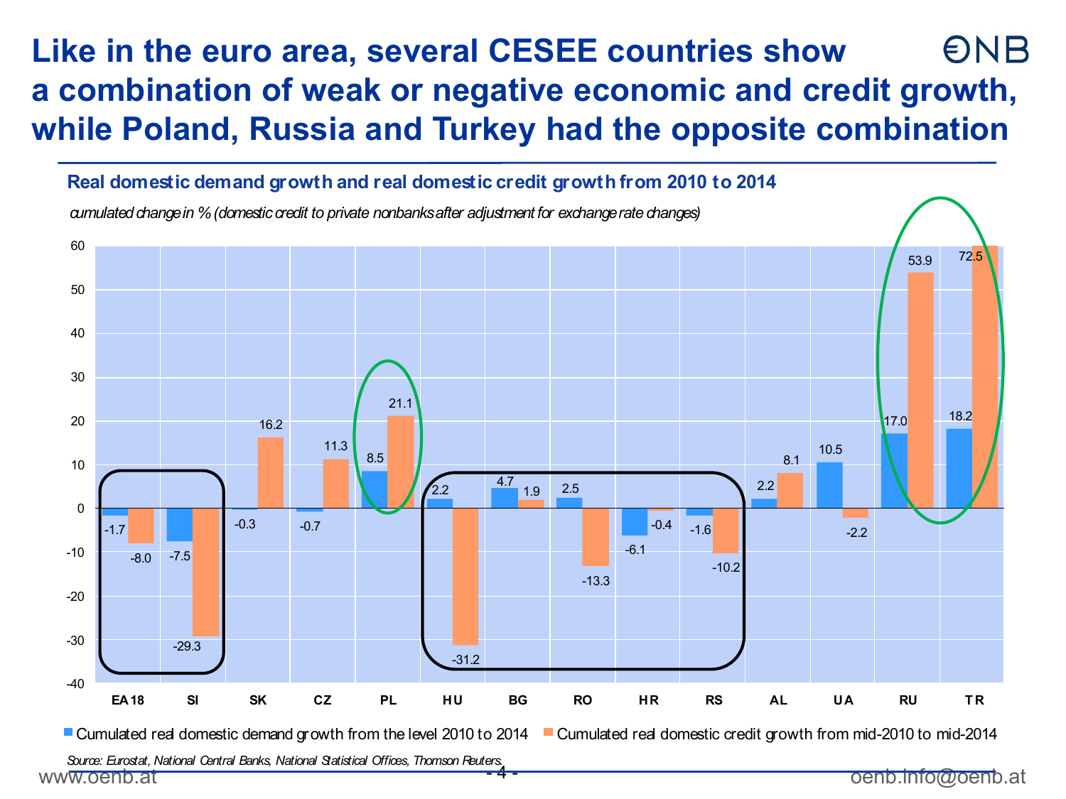# Like in the euro area, several CESEE countries show a combination of weak or negative economic and credit growth, while Poland, Russia and Turkey had the opposite combination

### Real domestic demand growth and real domestic credit growth from 2010 to 2014

*cumulated change in % (domestic credit to private nonbanks after adjustment for exchange rate changes)*

| | EA18 | SI | SK | CZ | PL | HU | BG | RO | HR | RS | AL | UA | RU | TR |
|---|---|---|---|---|---|---|---|---|---|---|---|---|---|---|
| Cumulated real domestic demand growth from the level 2010 to 2014 | -1.7 | -7.5 | -0.3 | -0.7 | 8.5 | 2.2 | 4.7 | 2.5 | -6.1 | -1.6 | 2.2 | 10.5 | 17.0 | 18.2 |
| Cumulated real domestic credit growth from mid-2010 to mid-2014 | -8.0 | -29.3 | 16.2 | 11.3 | 21.1 | -31.2 | 1.9 | -13.3 | -0.4 | -10.2 | 8.1 | -2.2 | 53.9 | 72.5 |

*Source: Eurostat, National Central Banks, National Statistical Offices, Thomson Reuters.*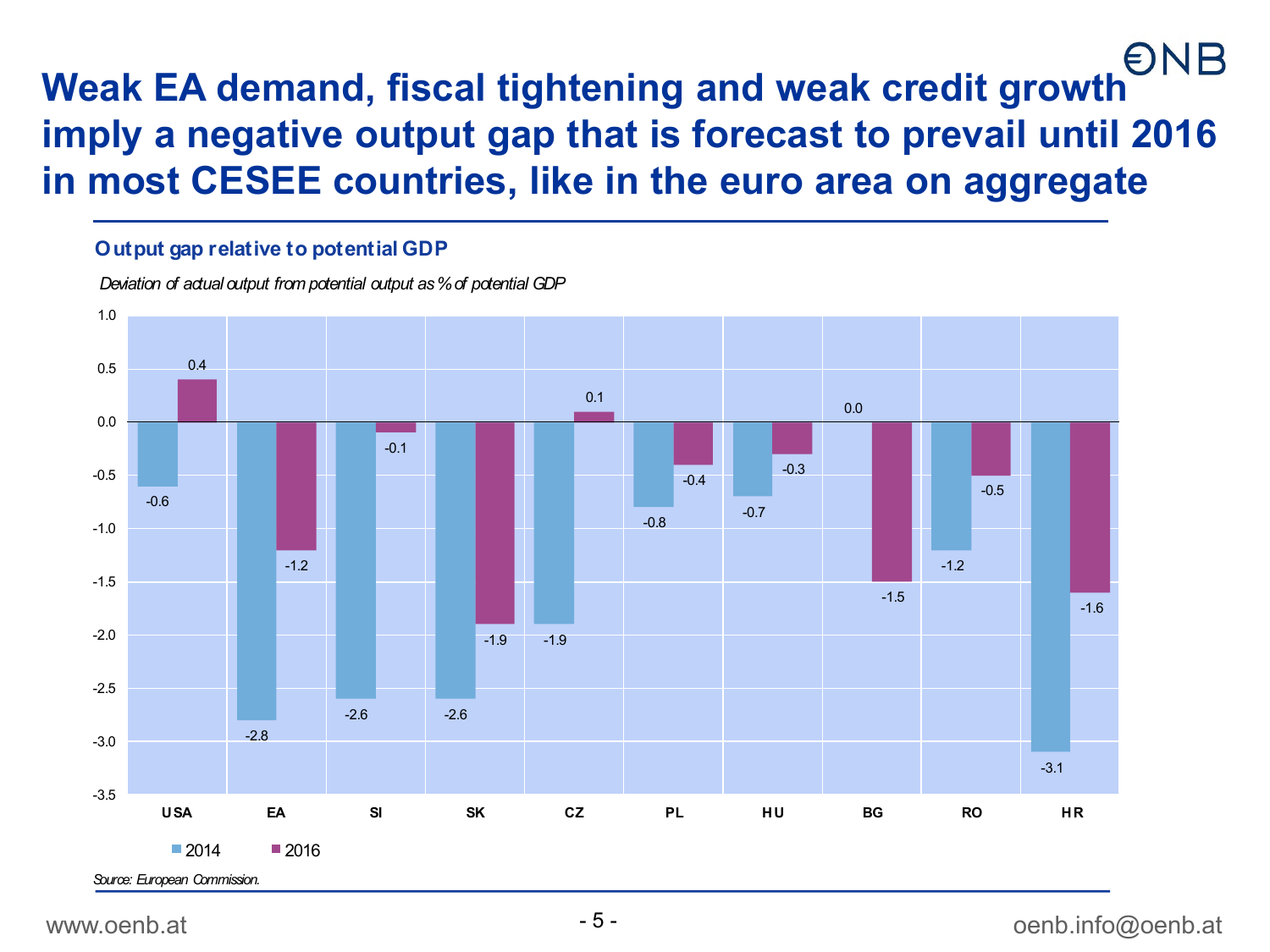# Weak EA demand, fiscal tightening and weak credit growth imply a negative output gap that is forecast to prevail until 2016 in most CESEE countries, like in the euro area on aggregate

**Output gap relative to potential GDP**

*Deviation of actual output from potential output as % of potential GDP*

| | USA | EA | SI | SK | CZ | PL | HU | BG | RO | HR |
|---|---|---|---|---|---|---|---|---|---|---|
| 2014 | -0.6 | -2.8 | -2.6 | -2.6 | -1.9 | -0.8 | -0.7 | 0.0 | -1.2 | -3.1 |
| 2016 | 0.4 | -1.2 | -0.1 | -1.9 | 0.1 | -0.4 | -0.3 | -1.5 | -0.5 | -1.6 |

*Source: European Commission.*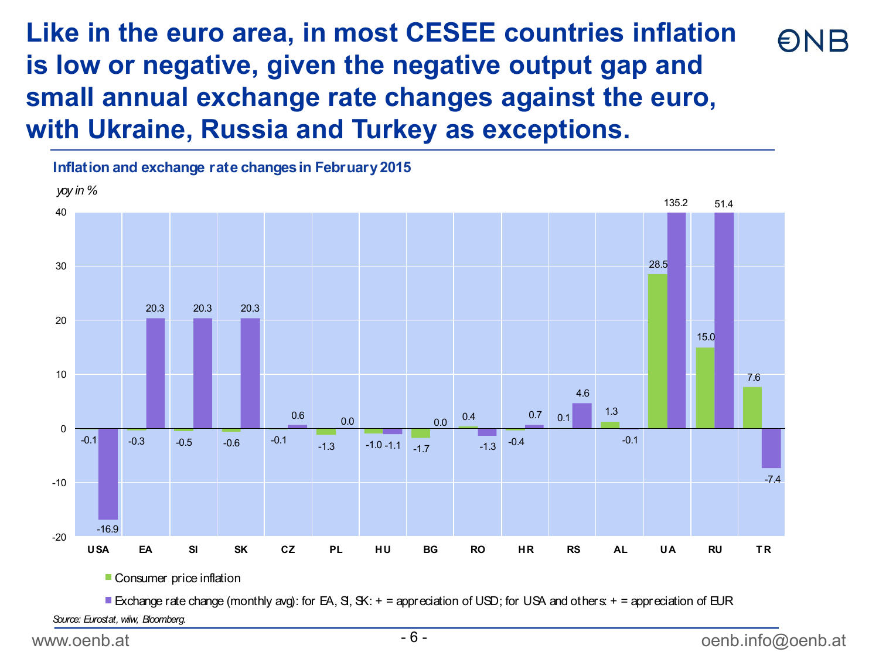# Like in the euro area, in most CESEE countries inflation is low or negative, given the negative output gap and small annual exchange rate changes against the euro, with Ukraine, Russia and Turkey as exceptions.

**Inflation and exchange rate changes in February 2015**

*yoy in %*

| | USA | EA | SI | SK | CZ | PL | HU | BG | RO | HR | RS | AL | UA | RU | TR |
|---|---|---|---|---|---|---|---|---|---|---|---|---|---|---|---|
| Consumer price inflation | -0.1 | -0.3 | -0.5 | -0.6 | -0.1 | -1.3 | -1.0 | -1.7 | 0.4 | -0.4 | 0.1 | 1.3 | 28.5 | 15.0 | 7.6 |
| Exchange rate change (monthly avg): for EA, SI, SK: + = appreciation of USD; for USA and others: + = appreciation of EUR | -16.9 | 20.3 | 20.3 | 20.3 | 0.6 | 0.0 | -1.1 | 0.0 | -1.3 | 0.7 | 4.6 | -0.1 | 135.2 | 51.4 | -7.4 |

*Source: Eurostat, wiiw, Bloomberg.*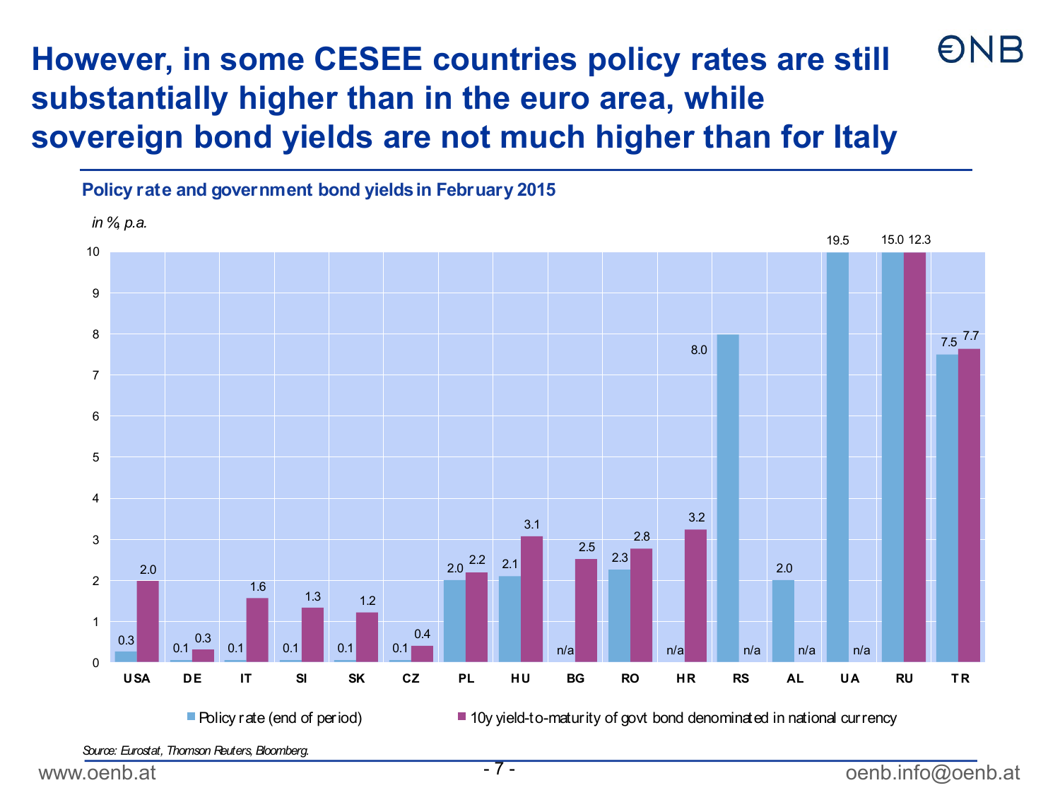# However, in some CESEE countries policy rates are still substantially higher than in the euro area, while sovereign bond yields are not much higher than for Italy

**Policy rate and government bond yields in February 2015**

*in %, p.a.*

| | USA | DE | IT | SI | SK | CZ | PL | HU | BG | RO | HR | RS | AL | UA | RU | TR |
|---|---|---|---|---|---|---|---|---|---|---|---|---|---|---|---|---|
| Policy rate (end of period) | 0.3 | 0.1 | 0.1 | 0.1 | 0.1 | 0.1 | 2.0 | 2.1 | n/a | 2.3 | n/a | 8.0 | 2.0 | 19.5 | 15.0 | 7.5 |
| 10y yield-to-maturity of govt bond denominated in national currency | 2.0 | 0.3 | 1.6 | 1.3 | 1.2 | 0.4 | 2.2 | 3.1 | 2.5 | 2.8 | 3.2 | n/a | n/a | n/a | 12.3 | 7.7 |

*Source: Eurostat, Thomson Reuters, Bloomberg.*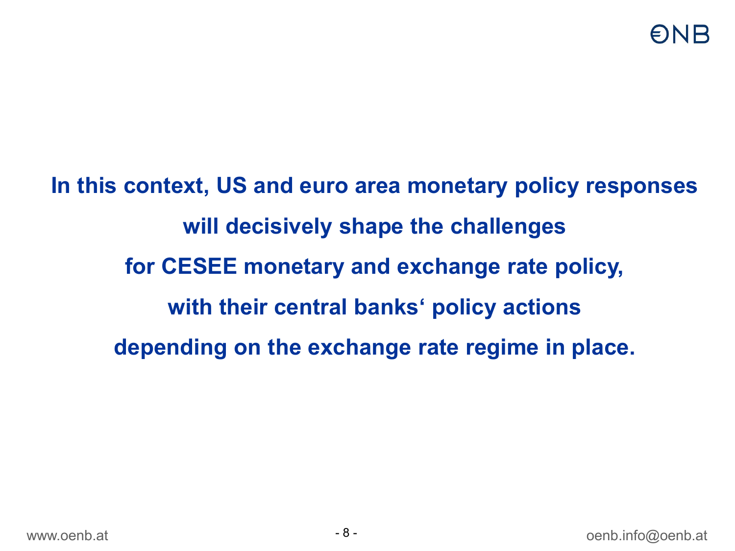**In this context, US and euro area monetary policy responses will decisively shape the challenges for CESEE monetary and exchange rate policy, with their central banks‘ policy actions depending on the exchange rate regime in place.**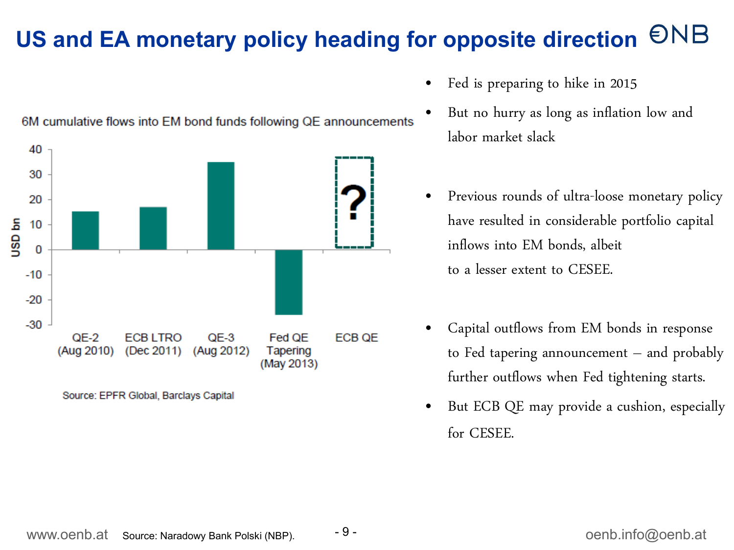# US and EA monetary policy heading for opposite direction

6M cumulative flows into EM bond funds following QE announcements

| Event | USD bn |
|---|---|
| QE-2 (Aug 2010) | ~15 |
| ECB LTRO (Dec 2011) | ~17 |
| QE-3 (Aug 2012) | ~35 |
| Fed QE Tapering (May 2013) | ~-26 |
| ECB QE | ? |

Source: EPFR Global, Barclays Capital

- Fed is preparing to hike in 2015
- But no hurry as long as inflation low and labor market slack

- Previous rounds of ultra-loose monetary policy have resulted in considerable portfolio capital inflows into EM bonds, albeit to a lesser extent to CESEE.

- Capital outflows from EM bonds in response to Fed tapering announcement – and probably further outflows when Fed tightening starts.
- But ECB QE may provide a cushion, especially for CESEE.

Source: Naradowy Bank Polski (NBP).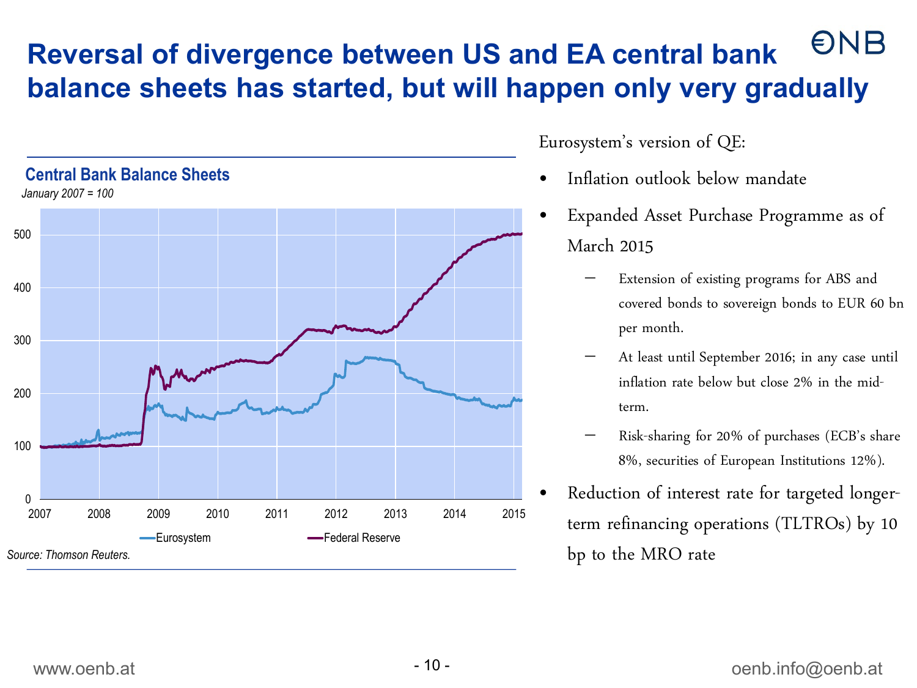# Reversal of divergence between US and EA central bank balance sheets has started, but will happen only very gradually

**Central Bank Balance Sheets**

*January 2007 = 100*

*Source: Thomson Reuters.*

Eurosystem's version of QE:

- Inflation outlook below mandate
- Expanded Asset Purchase Programme as of March 2015
  - Extension of existing programs for ABS and covered bonds to sovereign bonds to EUR 60 bn per month.
  - At least until September 2016; in any case until inflation rate below but close 2% in the mid-term.
  - Risk-sharing for 20% of purchases (ECB's share 8%, securities of European Institutions 12%).
- Reduction of interest rate for targeted longer-term refinancing operations (TLTROs) by 10 bp to the MRO rate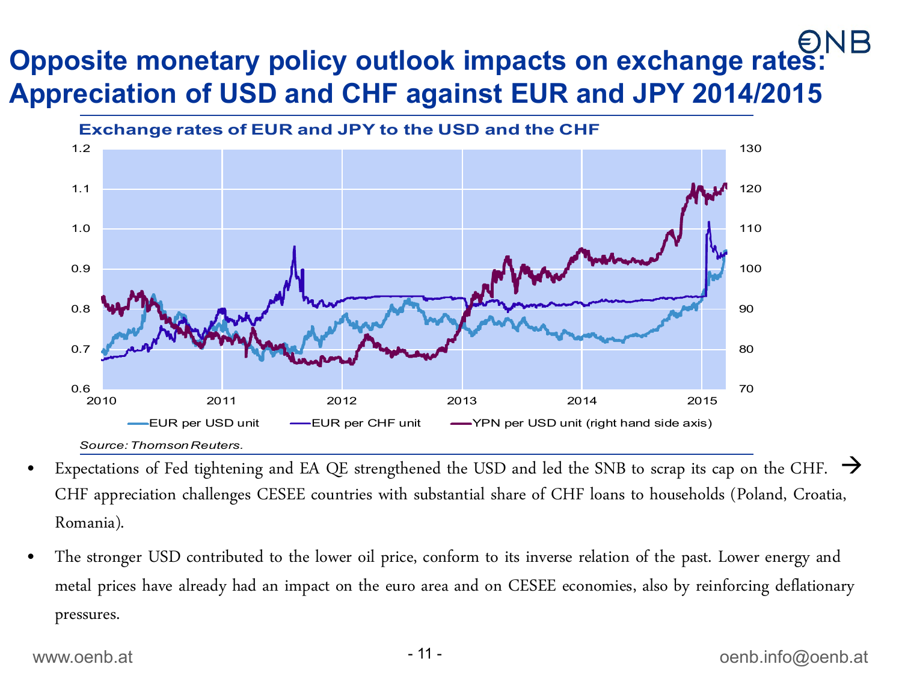# Opposite monetary policy outlook impacts on exchange rates: Appreciation of USD and CHF against EUR and JPY 2014/2015

**Exchange rates of EUR and JPY to the USD and the CHF**

*Source: Thomson Reuters.*

- Expectations of Fed tightening and EA QE strengthened the USD and led the SNB to scrap its cap on the CHF. → CHF appreciation challenges CESEE countries with substantial share of CHF loans to households (Poland, Croatia, Romania).
- The stronger USD contributed to the lower oil price, conform to its inverse relation of the past. Lower energy and metal prices have already had an impact on the euro area and on CESEE economies, also by reinforcing deflationary pressures.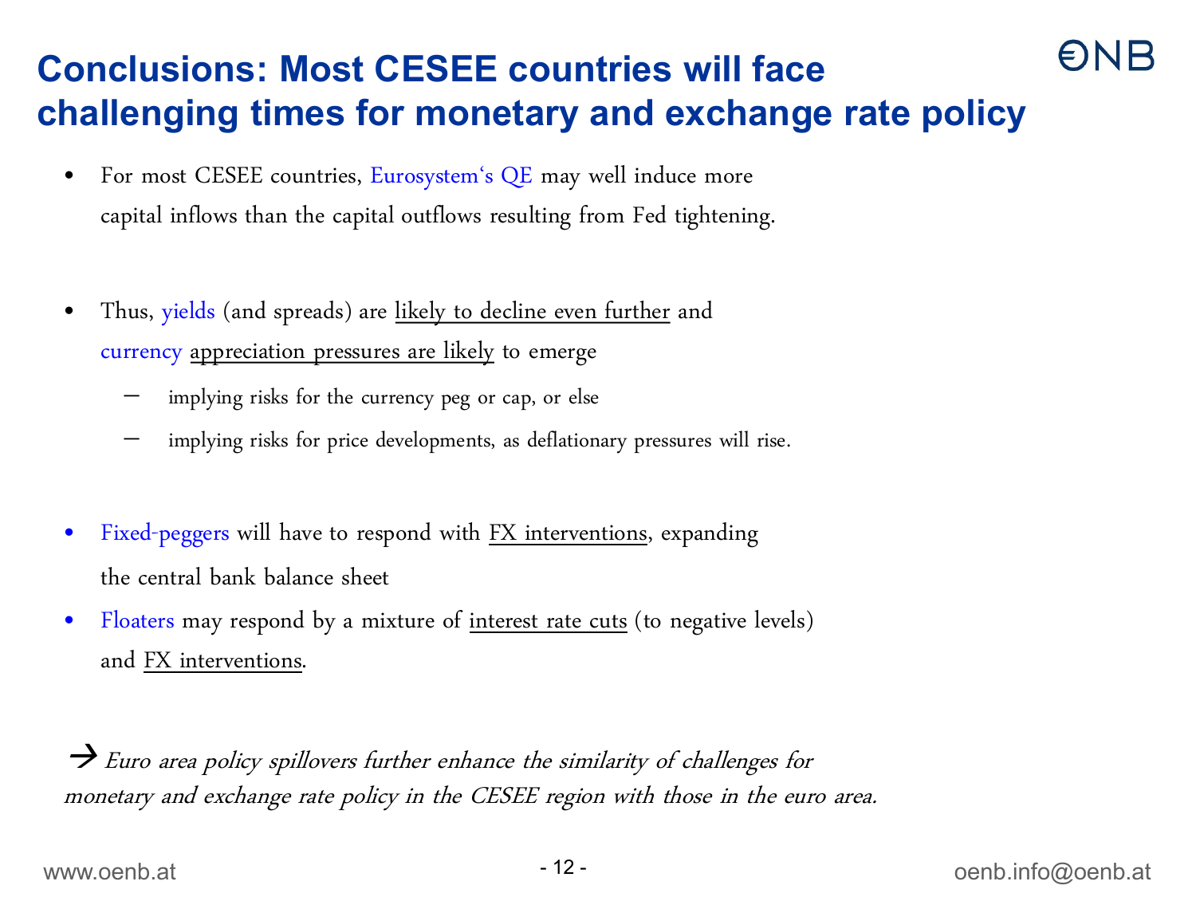# Conclusions: Most CESEE countries will face challenging times for monetary and exchange rate policy

- For most CESEE countries, Eurosystem's QE may well induce more capital inflows than the capital outflows resulting from Fed tightening.

- Thus, yields (and spreads) are likely to decline even further and currency appreciation pressures are likely to emerge
  - implying risks for the currency peg or cap, or else
  - implying risks for price developments, as deflationary pressures will rise.

- Fixed-peggers will have to respond with FX interventions, expanding the central bank balance sheet
- Floaters may respond by a mixture of interest rate cuts (to negative levels) and FX interventions.

→ *Euro area policy spillovers further enhance the similarity of challenges for monetary and exchange rate policy in the CESEE region with those in the euro area.*